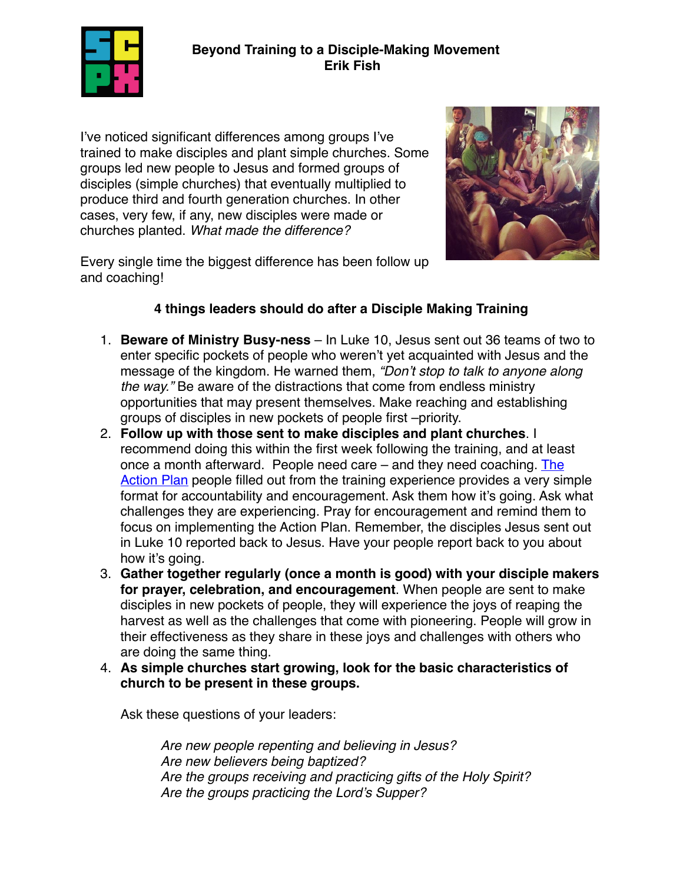# Beyond Training to a Disciple-Making Movement

**Erik Fish**

I've noticed significant differences among groups I've trained to make disciples and plant simple churches. Some groups led new people to Jesus and formed groups of disciples (simple churches) that eventually multiplied to produce third and fourth generation churches. In other cases, very few, if any, new disciples were made or churches planted. *What made the difference?*

Every single time the biggest difference has been follow up and coaching!

## 4 things leaders should do after a Disciple Making Training

1. **Beware of Ministry Busy-ness** – In Luke 10, Jesus sent out 36 teams of two to enter specific pockets of people who weren't yet acquainted with Jesus and the message of the kingdom. He warned them, *"Don't stop to talk to anyone along the way."* Be aware of the distractions that come from endless ministry opportunities that may present themselves. Make reaching and establishing groups of disciples in new pockets of people first –priority.
2. **Follow up with those sent to make disciples and plant churches**. I recommend doing this within the first week following the training, and at least once a month afterward. People need care – and they need coaching. The Action Plan people filled out from the training experience provides a very simple format for accountability and encouragement. Ask them how it's going. Ask what challenges they are experiencing. Pray for encouragement and remind them to focus on implementing the Action Plan. Remember, the disciples Jesus sent out in Luke 10 reported back to Jesus. Have your people report back to you about how it's going.
3. **Gather together regularly (once a month is good) with your disciple makers for prayer, celebration, and encouragement**. When people are sent to make disciples in new pockets of people, they will experience the joys of reaping the harvest as well as the challenges that come with pioneering. People will grow in their effectiveness as they share in these joys and challenges with others who are doing the same thing.
4. **As simple churches start growing, look for the basic characteristics of church to be present in these groups.**

   Ask these questions of your leaders:

   *Are new people repenting and believing in Jesus?*
   *Are new believers being baptized?*
   *Are the groups receiving and practicing gifts of the Holy Spirit?*
   *Are the groups practicing the Lord's Supper?*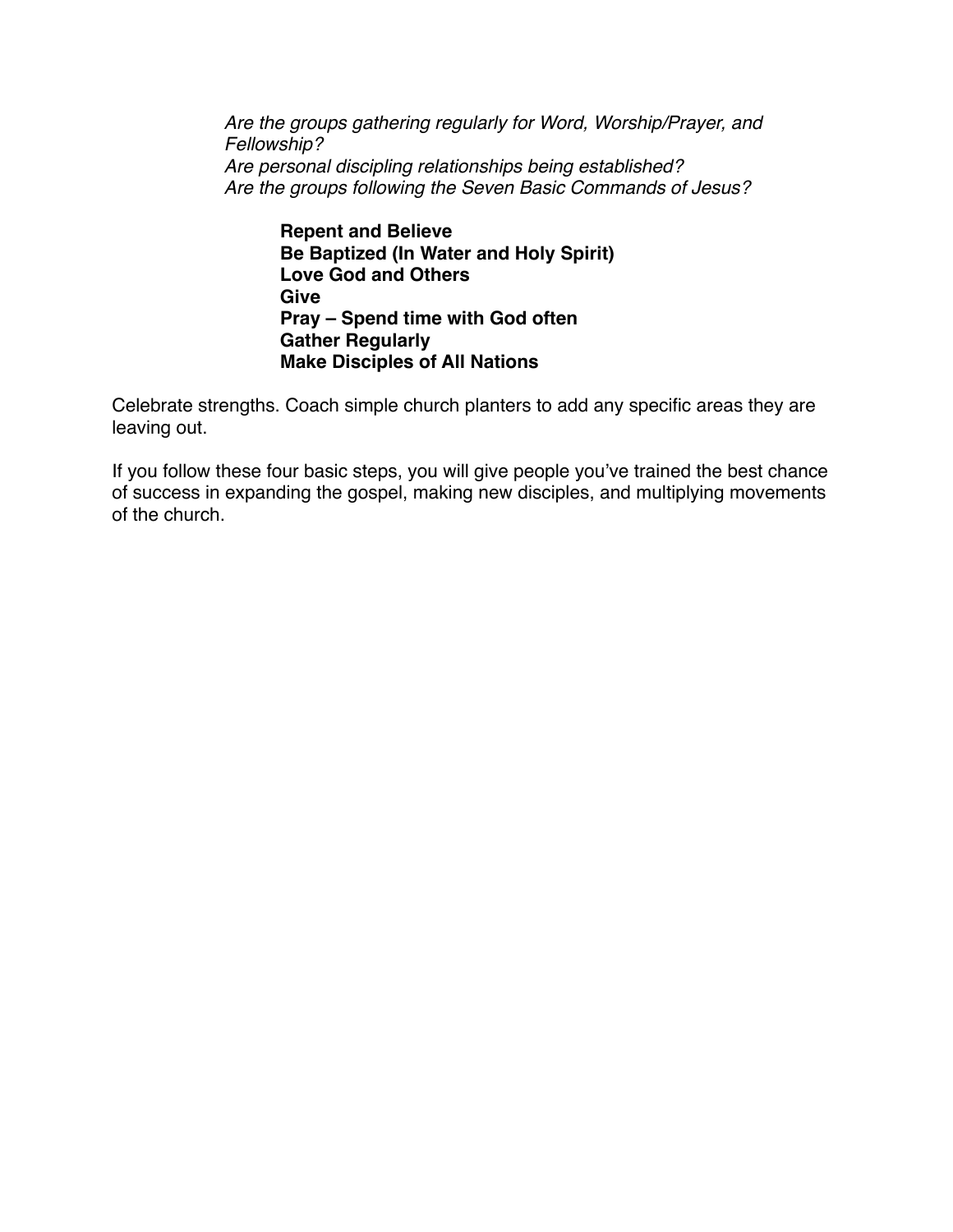*Are the groups gathering regularly for Word, Worship/Prayer, and Fellowship?*
*Are personal discipling relationships being established?*
*Are the groups following the Seven Basic Commands of Jesus?*

**Repent and Believe**
**Be Baptized (In Water and Holy Spirit)**
**Love God and Others**
**Give**
**Pray – Spend time with God often**
**Gather Regularly**
**Make Disciples of All Nations**

Celebrate strengths. Coach simple church planters to add any specific areas they are leaving out.

If you follow these four basic steps, you will give people you've trained the best chance of success in expanding the gospel, making new disciples, and multiplying movements of the church.